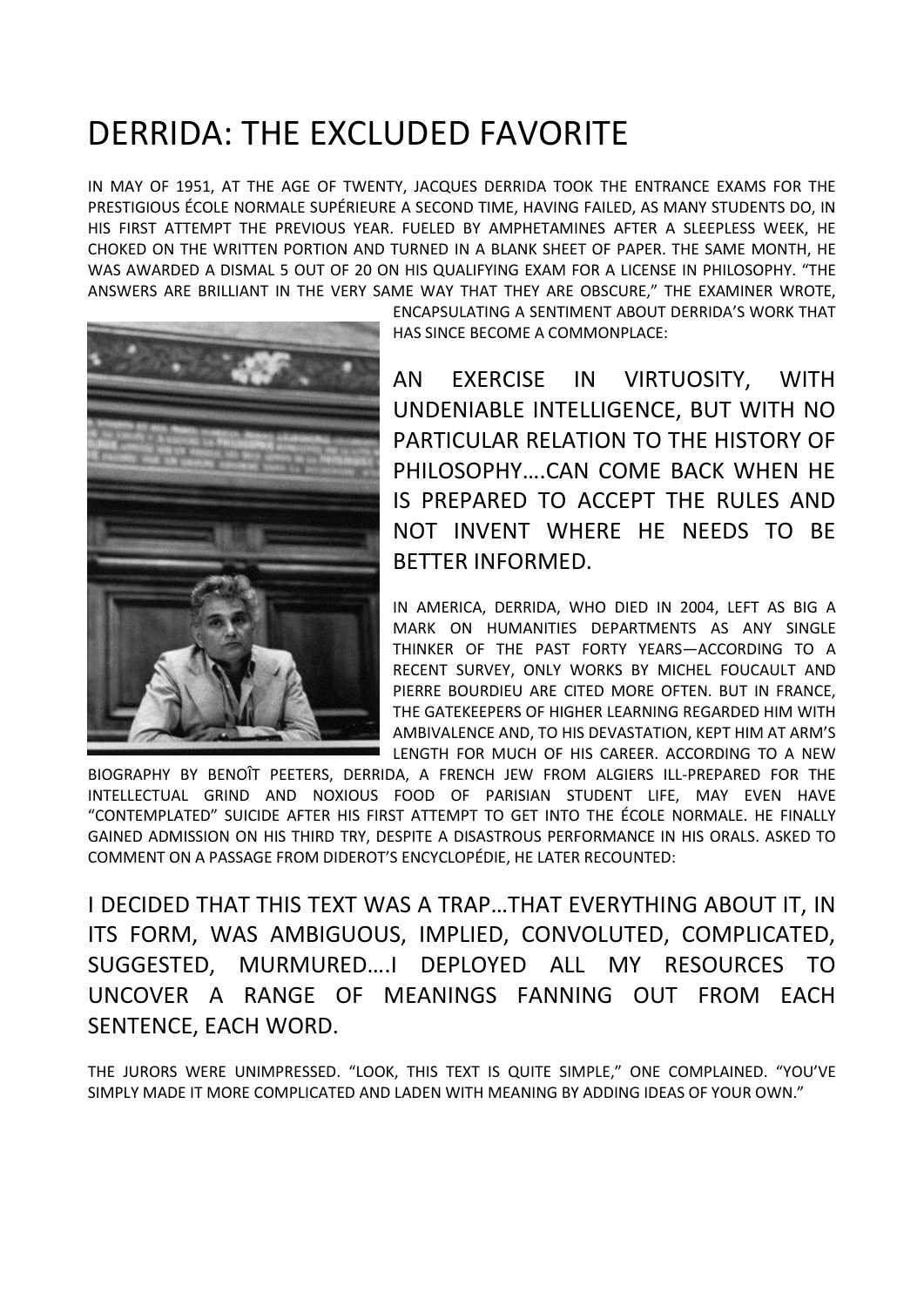# DERRIDA: THE EXCLUDED FAVORITE

IN MAY OF 1951, AT THE AGE OF TWENTY, JACQUES DERRIDA TOOK THE ENTRANCE EXAMS FOR THE PRESTIGIOUS ÉCOLE NORMALE SUPÉRIEURE A SECOND TIME, HAVING FAILED, AS MANY STUDENTS DO, IN HIS FIRST ATTEMPT THE PREVIOUS YEAR. FUELED BY AMPHETAMINES AFTER A SLEEPLESS WEEK, HE CHOKED ON THE WRITTEN PORTION AND TURNED IN A BLANK SHEET OF PAPER. THE SAME MONTH, HE WAS AWARDED A DISMAL 5 OUT OF 20 ON HIS QUALIFYING EXAM FOR A LICENSE IN PHILOSOPHY. "THE ANSWERS ARE BRILLIANT IN THE VERY SAME WAY THAT THEY ARE OBSCURE," THE EXAMINER WROTE, ENCAPSULATING A SENTIMENT ABOUT DERRIDA'S WORK THAT HAS SINCE BECOME A COMMONPLACE:

> AN EXERCISE IN VIRTUOSITY, WITH UNDENIABLE INTELLIGENCE, BUT WITH NO PARTICULAR RELATION TO THE HISTORY OF PHILOSOPHY….CAN COME BACK WHEN HE IS PREPARED TO ACCEPT THE RULES AND NOT INVENT WHERE HE NEEDS TO BE BETTER INFORMED.

IN AMERICA, DERRIDA, WHO DIED IN 2004, LEFT AS BIG A MARK ON HUMANITIES DEPARTMENTS AS ANY SINGLE THINKER OF THE PAST FORTY YEARS—ACCORDING TO A RECENT SURVEY, ONLY WORKS BY MICHEL FOUCAULT AND PIERRE BOURDIEU ARE CITED MORE OFTEN. BUT IN FRANCE, THE GATEKEEPERS OF HIGHER LEARNING REGARDED HIM WITH AMBIVALENCE AND, TO HIS DEVASTATION, KEPT HIM AT ARM'S LENGTH FOR MUCH OF HIS CAREER. ACCORDING TO A NEW BIOGRAPHY BY BENOÎT PEETERS, DERRIDA, A FRENCH JEW FROM ALGIERS ILL-PREPARED FOR THE INTELLECTUAL GRIND AND NOXIOUS FOOD OF PARISIAN STUDENT LIFE, MAY EVEN HAVE "CONTEMPLATED" SUICIDE AFTER HIS FIRST ATTEMPT TO GET INTO THE ÉCOLE NORMALE. HE FINALLY GAINED ADMISSION ON HIS THIRD TRY, DESPITE A DISASTROUS PERFORMANCE IN HIS ORALS. ASKED TO COMMENT ON A PASSAGE FROM DIDEROT'S ENCYCLOPÉDIE, HE LATER RECOUNTED:

> I DECIDED THAT THIS TEXT WAS A TRAP…THAT EVERYTHING ABOUT IT, IN ITS FORM, WAS AMBIGUOUS, IMPLIED, CONVOLUTED, COMPLICATED, SUGGESTED, MURMURED….I DEPLOYED ALL MY RESOURCES TO UNCOVER A RANGE OF MEANINGS FANNING OUT FROM EACH SENTENCE, EACH WORD.

THE JURORS WERE UNIMPRESSED. "LOOK, THIS TEXT IS QUITE SIMPLE," ONE COMPLAINED. "YOU'VE SIMPLY MADE IT MORE COMPLICATED AND LADEN WITH MEANING BY ADDING IDEAS OF YOUR OWN."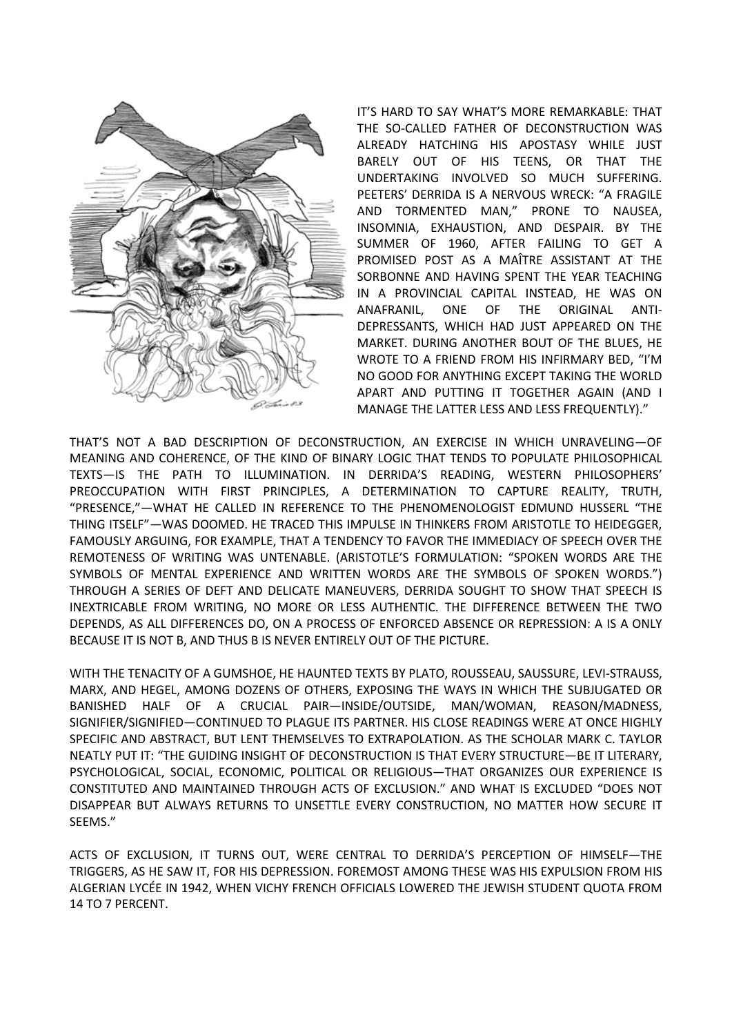IT'S HARD TO SAY WHAT'S MORE REMARKABLE: THAT THE SO-CALLED FATHER OF DECONSTRUCTION WAS ALREADY HATCHING HIS APOSTASY WHILE JUST BARELY OUT OF HIS TEENS, OR THAT THE UNDERTAKING INVOLVED SO MUCH SUFFERING. PEETERS' DERRIDA IS A NERVOUS WRECK: "A FRAGILE AND TORMENTED MAN," PRONE TO NAUSEA, INSOMNIA, EXHAUSTION, AND DESPAIR. BY THE SUMMER OF 1960, AFTER FAILING TO GET A PROMISED POST AS A MAÎTRE ASSISTANT AT THE SORBONNE AND HAVING SPENT THE YEAR TEACHING IN A PROVINCIAL CAPITAL INSTEAD, HE WAS ON ANAFRANIL, ONE OF THE ORIGINAL ANTI-DEPRESSANTS, WHICH HAD JUST APPEARED ON THE MARKET. DURING ANOTHER BOUT OF THE BLUES, HE WROTE TO A FRIEND FROM HIS INFIRMARY BED, "I'M NO GOOD FOR ANYTHING EXCEPT TAKING THE WORLD APART AND PUTTING IT TOGETHER AGAIN (AND I MANAGE THE LATTER LESS AND LESS FREQUENTLY)."

THAT'S NOT A BAD DESCRIPTION OF DECONSTRUCTION, AN EXERCISE IN WHICH UNRAVELING—OF MEANING AND COHERENCE, OF THE KIND OF BINARY LOGIC THAT TENDS TO POPULATE PHILOSOPHICAL TEXTS—IS THE PATH TO ILLUMINATION. IN DERRIDA'S READING, WESTERN PHILOSOPHERS' PREOCCUPATION WITH FIRST PRINCIPLES, A DETERMINATION TO CAPTURE REALITY, TRUTH, "PRESENCE,"—WHAT HE CALLED IN REFERENCE TO THE PHENOMENOLOGIST EDMUND HUSSERL "THE THING ITSELF"—WAS DOOMED. HE TRACED THIS IMPULSE IN THINKERS FROM ARISTOTLE TO HEIDEGGER, FAMOUSLY ARGUING, FOR EXAMPLE, THAT A TENDENCY TO FAVOR THE IMMEDIACY OF SPEECH OVER THE REMOTENESS OF WRITING WAS UNTENABLE. (ARISTOTLE'S FORMULATION: "SPOKEN WORDS ARE THE SYMBOLS OF MENTAL EXPERIENCE AND WRITTEN WORDS ARE THE SYMBOLS OF SPOKEN WORDS.") THROUGH A SERIES OF DEFT AND DELICATE MANEUVERS, DERRIDA SOUGHT TO SHOW THAT SPEECH IS INEXTRICABLE FROM WRITING, NO MORE OR LESS AUTHENTIC. THE DIFFERENCE BETWEEN THE TWO DEPENDS, AS ALL DIFFERENCES DO, ON A PROCESS OF ENFORCED ABSENCE OR REPRESSION: A IS A ONLY BECAUSE IT IS NOT B, AND THUS B IS NEVER ENTIRELY OUT OF THE PICTURE.

WITH THE TENACITY OF A GUMSHOE, HE HAUNTED TEXTS BY PLATO, ROUSSEAU, SAUSSURE, LEVI-STRAUSS, MARX, AND HEGEL, AMONG DOZENS OF OTHERS, EXPOSING THE WAYS IN WHICH THE SUBJUGATED OR BANISHED HALF OF A CRUCIAL PAIR—INSIDE/OUTSIDE, MAN/WOMAN, REASON/MADNESS, SIGNIFIER/SIGNIFIED—CONTINUED TO PLAGUE ITS PARTNER. HIS CLOSE READINGS WERE AT ONCE HIGHLY SPECIFIC AND ABSTRACT, BUT LENT THEMSELVES TO EXTRAPOLATION. AS THE SCHOLAR MARK C. TAYLOR NEATLY PUT IT: "THE GUIDING INSIGHT OF DECONSTRUCTION IS THAT EVERY STRUCTURE—BE IT LITERARY, PSYCHOLOGICAL, SOCIAL, ECONOMIC, POLITICAL OR RELIGIOUS—THAT ORGANIZES OUR EXPERIENCE IS CONSTITUTED AND MAINTAINED THROUGH ACTS OF EXCLUSION." AND WHAT IS EXCLUDED "DOES NOT DISAPPEAR BUT ALWAYS RETURNS TO UNSETTLE EVERY CONSTRUCTION, NO MATTER HOW SECURE IT SEEMS."

ACTS OF EXCLUSION, IT TURNS OUT, WERE CENTRAL TO DERRIDA'S PERCEPTION OF HIMSELF—THE TRIGGERS, AS HE SAW IT, FOR HIS DEPRESSION. FOREMOST AMONG THESE WAS HIS EXPULSION FROM HIS ALGERIAN LYCÉE IN 1942, WHEN VICHY FRENCH OFFICIALS LOWERED THE JEWISH STUDENT QUOTA FROM 14 TO 7 PERCENT.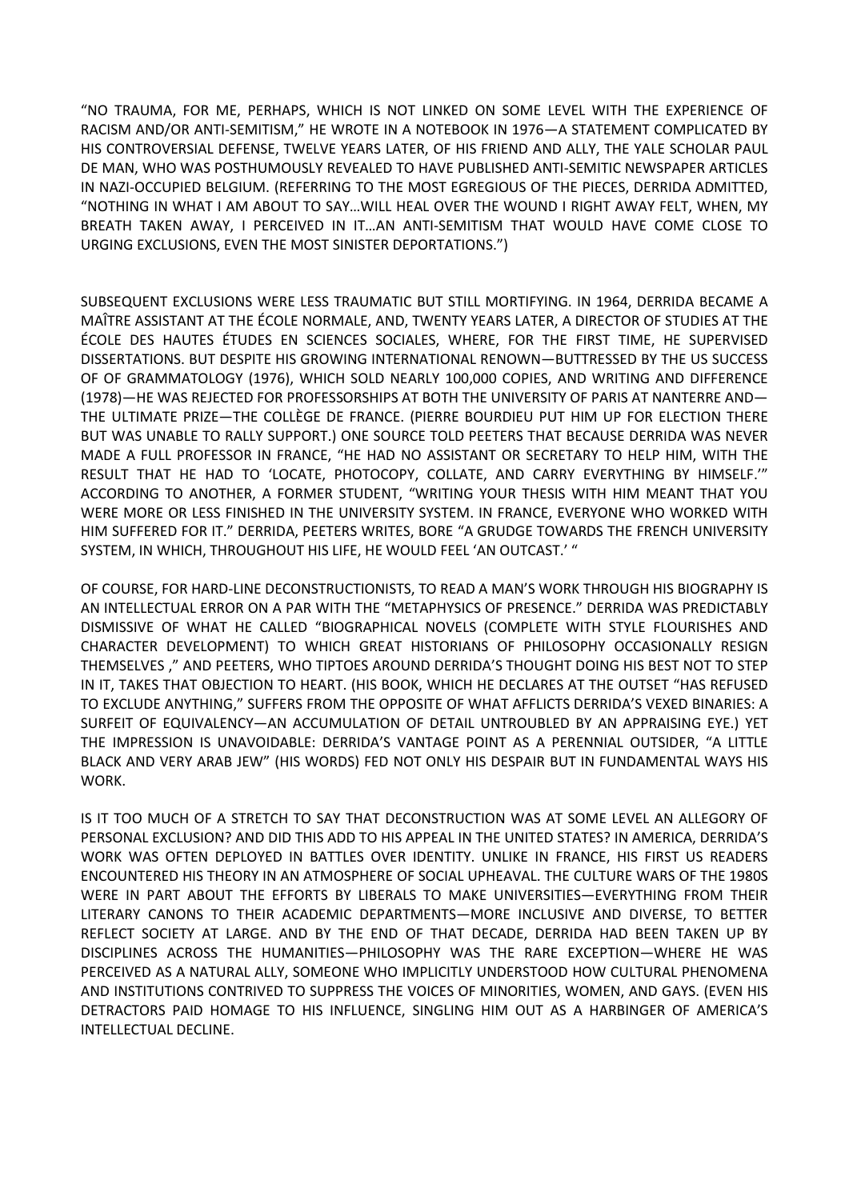"NO TRAUMA, FOR ME, PERHAPS, WHICH IS NOT LINKED ON SOME LEVEL WITH THE EXPERIENCE OF RACISM AND/OR ANTI-SEMITISM," HE WROTE IN A NOTEBOOK IN 1976—A STATEMENT COMPLICATED BY HIS CONTROVERSIAL DEFENSE, TWELVE YEARS LATER, OF HIS FRIEND AND ALLY, THE YALE SCHOLAR PAUL DE MAN, WHO WAS POSTHUMOUSLY REVEALED TO HAVE PUBLISHED ANTI-SEMITIC NEWSPAPER ARTICLES IN NAZI-OCCUPIED BELGIUM. (REFERRING TO THE MOST EGREGIOUS OF THE PIECES, DERRIDA ADMITTED, "NOTHING IN WHAT I AM ABOUT TO SAY…WILL HEAL OVER THE WOUND I RIGHT AWAY FELT, WHEN, MY BREATH TAKEN AWAY, I PERCEIVED IN IT…AN ANTI-SEMITISM THAT WOULD HAVE COME CLOSE TO URGING EXCLUSIONS, EVEN THE MOST SINISTER DEPORTATIONS.")

SUBSEQUENT EXCLUSIONS WERE LESS TRAUMATIC BUT STILL MORTIFYING. IN 1964, DERRIDA BECAME A MAÎTRE ASSISTANT AT THE ÉCOLE NORMALE, AND, TWENTY YEARS LATER, A DIRECTOR OF STUDIES AT THE ÉCOLE DES HAUTES ÉTUDES EN SCIENCES SOCIALES, WHERE, FOR THE FIRST TIME, HE SUPERVISED DISSERTATIONS. BUT DESPITE HIS GROWING INTERNATIONAL RENOWN—BUTTRESSED BY THE US SUCCESS OF OF GRAMMATOLOGY (1976), WHICH SOLD NEARLY 100,000 COPIES, AND WRITING AND DIFFERENCE (1978)—HE WAS REJECTED FOR PROFESSORSHIPS AT BOTH THE UNIVERSITY OF PARIS AT NANTERRE AND—THE ULTIMATE PRIZE—THE COLLÈGE DE FRANCE. (PIERRE BOURDIEU PUT HIM UP FOR ELECTION THERE BUT WAS UNABLE TO RALLY SUPPORT.) ONE SOURCE TOLD PEETERS THAT BECAUSE DERRIDA WAS NEVER MADE A FULL PROFESSOR IN FRANCE, "HE HAD NO ASSISTANT OR SECRETARY TO HELP HIM, WITH THE RESULT THAT HE HAD TO 'LOCATE, PHOTOCOPY, COLLATE, AND CARRY EVERYTHING BY HIMSELF.'" ACCORDING TO ANOTHER, A FORMER STUDENT, "WRITING YOUR THESIS WITH HIM MEANT THAT YOU WERE MORE OR LESS FINISHED IN THE UNIVERSITY SYSTEM. IN FRANCE, EVERYONE WHO WORKED WITH HIM SUFFERED FOR IT." DERRIDA, PEETERS WRITES, BORE "A GRUDGE TOWARDS THE FRENCH UNIVERSITY SYSTEM, IN WHICH, THROUGHOUT HIS LIFE, HE WOULD FEEL 'AN OUTCAST.' "

OF COURSE, FOR HARD-LINE DECONSTRUCTIONISTS, TO READ A MAN'S WORK THROUGH HIS BIOGRAPHY IS AN INTELLECTUAL ERROR ON A PAR WITH THE "METAPHYSICS OF PRESENCE." DERRIDA WAS PREDICTABLY DISMISSIVE OF WHAT HE CALLED "BIOGRAPHICAL NOVELS (COMPLETE WITH STYLE FLOURISHES AND CHARACTER DEVELOPMENT) TO WHICH GREAT HISTORIANS OF PHILOSOPHY OCCASIONALLY RESIGN THEMSELVES ," AND PEETERS, WHO TIPTOES AROUND DERRIDA'S THOUGHT DOING HIS BEST NOT TO STEP IN IT, TAKES THAT OBJECTION TO HEART. (HIS BOOK, WHICH HE DECLARES AT THE OUTSET "HAS REFUSED TO EXCLUDE ANYTHING," SUFFERS FROM THE OPPOSITE OF WHAT AFFLICTS DERRIDA'S VEXED BINARIES: A SURFEIT OF EQUIVALENCY—AN ACCUMULATION OF DETAIL UNTROUBLED BY AN APPRAISING EYE.) YET THE IMPRESSION IS UNAVOIDABLE: DERRIDA'S VANTAGE POINT AS A PERENNIAL OUTSIDER, "A LITTLE BLACK AND VERY ARAB JEW" (HIS WORDS) FED NOT ONLY HIS DESPAIR BUT IN FUNDAMENTAL WAYS HIS WORK.

IS IT TOO MUCH OF A STRETCH TO SAY THAT DECONSTRUCTION WAS AT SOME LEVEL AN ALLEGORY OF PERSONAL EXCLUSION? AND DID THIS ADD TO HIS APPEAL IN THE UNITED STATES? IN AMERICA, DERRIDA'S WORK WAS OFTEN DEPLOYED IN BATTLES OVER IDENTITY. UNLIKE IN FRANCE, HIS FIRST US READERS ENCOUNTERED HIS THEORY IN AN ATMOSPHERE OF SOCIAL UPHEAVAL. THE CULTURE WARS OF THE 1980S WERE IN PART ABOUT THE EFFORTS BY LIBERALS TO MAKE UNIVERSITIES—EVERYTHING FROM THEIR LITERARY CANONS TO THEIR ACADEMIC DEPARTMENTS—MORE INCLUSIVE AND DIVERSE, TO BETTER REFLECT SOCIETY AT LARGE. AND BY THE END OF THAT DECADE, DERRIDA HAD BEEN TAKEN UP BY DISCIPLINES ACROSS THE HUMANITIES—PHILOSOPHY WAS THE RARE EXCEPTION—WHERE HE WAS PERCEIVED AS A NATURAL ALLY, SOMEONE WHO IMPLICITLY UNDERSTOOD HOW CULTURAL PHENOMENA AND INSTITUTIONS CONTRIVED TO SUPPRESS THE VOICES OF MINORITIES, WOMEN, AND GAYS. (EVEN HIS DETRACTORS PAID HOMAGE TO HIS INFLUENCE, SINGLING HIM OUT AS A HARBINGER OF AMERICA'S INTELLECTUAL DECLINE.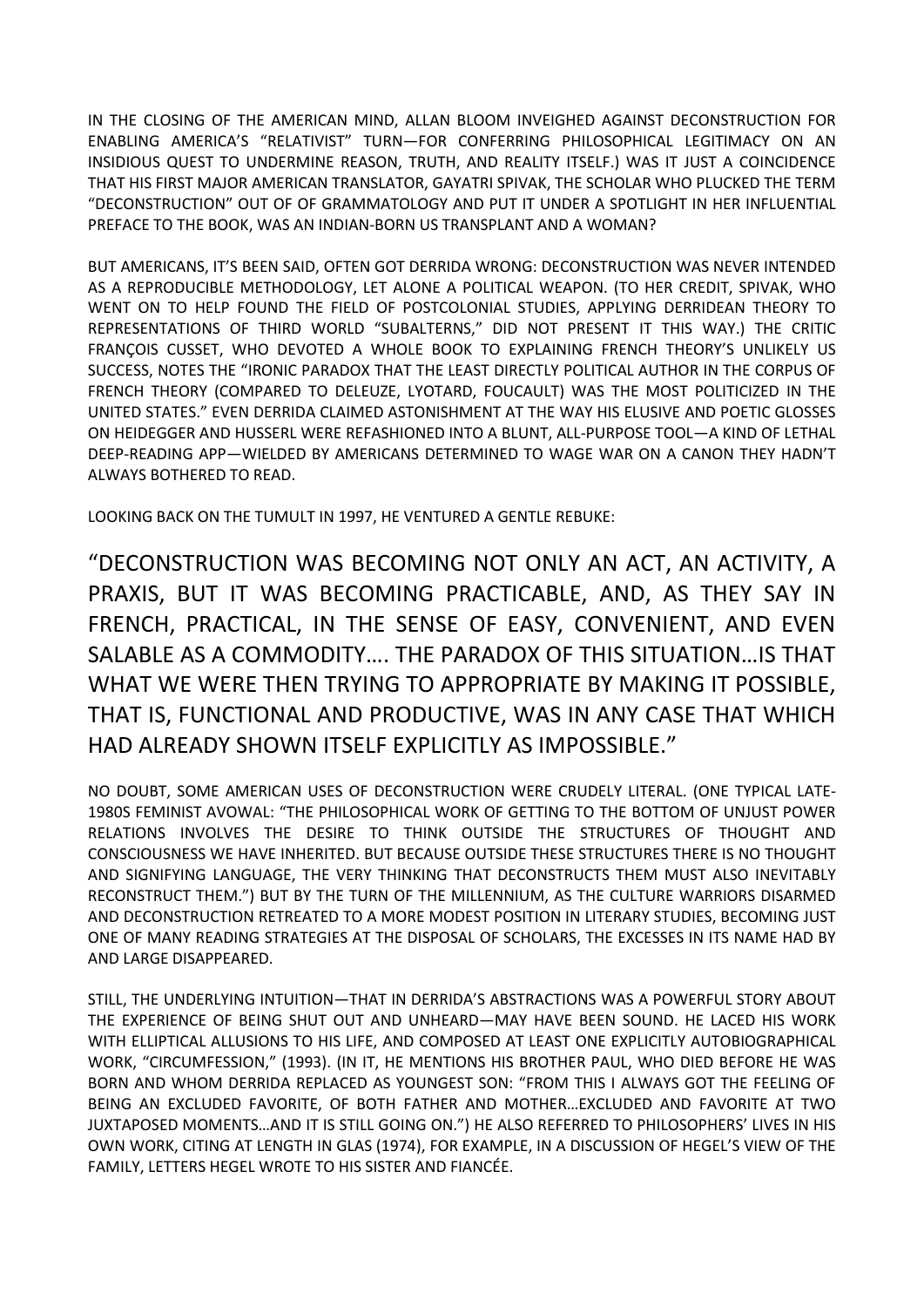IN THE CLOSING OF THE AMERICAN MIND, ALLAN BLOOM INVEIGHED AGAINST DECONSTRUCTION FOR ENABLING AMERICA'S "RELATIVIST" TURN—FOR CONFERRING PHILOSOPHICAL LEGITIMACY ON AN INSIDIOUS QUEST TO UNDERMINE REASON, TRUTH, AND REALITY ITSELF.) WAS IT JUST A COINCIDENCE THAT HIS FIRST MAJOR AMERICAN TRANSLATOR, GAYATRI SPIVAK, THE SCHOLAR WHO PLUCKED THE TERM "DECONSTRUCTION" OUT OF OF GRAMMATOLOGY AND PUT IT UNDER A SPOTLIGHT IN HER INFLUENTIAL PREFACE TO THE BOOK, WAS AN INDIAN-BORN US TRANSPLANT AND A WOMAN?

BUT AMERICANS, IT'S BEEN SAID, OFTEN GOT DERRIDA WRONG: DECONSTRUCTION WAS NEVER INTENDED AS A REPRODUCIBLE METHODOLOGY, LET ALONE A POLITICAL WEAPON. (TO HER CREDIT, SPIVAK, WHO WENT ON TO HELP FOUND THE FIELD OF POSTCOLONIAL STUDIES, APPLYING DERRIDEAN THEORY TO REPRESENTATIONS OF THIRD WORLD "SUBALTERNS," DID NOT PRESENT IT THIS WAY.) THE CRITIC FRANÇOIS CUSSET, WHO DEVOTED A WHOLE BOOK TO EXPLAINING FRENCH THEORY'S UNLIKELY US SUCCESS, NOTES THE "IRONIC PARADOX THAT THE LEAST DIRECTLY POLITICAL AUTHOR IN THE CORPUS OF FRENCH THEORY (COMPARED TO DELEUZE, LYOTARD, FOUCAULT) WAS THE MOST POLITICIZED IN THE UNITED STATES." EVEN DERRIDA CLAIMED ASTONISHMENT AT THE WAY HIS ELUSIVE AND POETIC GLOSSES ON HEIDEGGER AND HUSSERL WERE REFASHIONED INTO A BLUNT, ALL-PURPOSE TOOL—A KIND OF LETHAL DEEP-READING APP—WIELDED BY AMERICANS DETERMINED TO WAGE WAR ON A CANON THEY HADN'T ALWAYS BOTHERED TO READ.

LOOKING BACK ON THE TUMULT IN 1997, HE VENTURED A GENTLE REBUKE:

> "DECONSTRUCTION WAS BECOMING NOT ONLY AN ACT, AN ACTIVITY, A PRAXIS, BUT IT WAS BECOMING PRACTICABLE, AND, AS THEY SAY IN FRENCH, PRACTICAL, IN THE SENSE OF EASY, CONVENIENT, AND EVEN SALABLE AS A COMMODITY…. THE PARADOX OF THIS SITUATION…IS THAT WHAT WE WERE THEN TRYING TO APPROPRIATE BY MAKING IT POSSIBLE, THAT IS, FUNCTIONAL AND PRODUCTIVE, WAS IN ANY CASE THAT WHICH HAD ALREADY SHOWN ITSELF EXPLICITLY AS IMPOSSIBLE."

NO DOUBT, SOME AMERICAN USES OF DECONSTRUCTION WERE CRUDELY LITERAL. (ONE TYPICAL LATE-1980S FEMINIST AVOWAL: "THE PHILOSOPHICAL WORK OF GETTING TO THE BOTTOM OF UNJUST POWER RELATIONS INVOLVES THE DESIRE TO THINK OUTSIDE THE STRUCTURES OF THOUGHT AND CONSCIOUSNESS WE HAVE INHERITED. BUT BECAUSE OUTSIDE THESE STRUCTURES THERE IS NO THOUGHT AND SIGNIFYING LANGUAGE, THE VERY THINKING THAT DECONSTRUCTS THEM MUST ALSO INEVITABLY RECONSTRUCT THEM.") BUT BY THE TURN OF THE MILLENNIUM, AS THE CULTURE WARRIORS DISARMED AND DECONSTRUCTION RETREATED TO A MORE MODEST POSITION IN LITERARY STUDIES, BECOMING JUST ONE OF MANY READING STRATEGIES AT THE DISPOSAL OF SCHOLARS, THE EXCESSES IN ITS NAME HAD BY AND LARGE DISAPPEARED.

STILL, THE UNDERLYING INTUITION—THAT IN DERRIDA'S ABSTRACTIONS WAS A POWERFUL STORY ABOUT THE EXPERIENCE OF BEING SHUT OUT AND UNHEARD—MAY HAVE BEEN SOUND. HE LACED HIS WORK WITH ELLIPTICAL ALLUSIONS TO HIS LIFE, AND COMPOSED AT LEAST ONE EXPLICITLY AUTOBIOGRAPHICAL WORK, "CIRCUMFESSION," (1993). (IN IT, HE MENTIONS HIS BROTHER PAUL, WHO DIED BEFORE HE WAS BORN AND WHOM DERRIDA REPLACED AS YOUNGEST SON: "FROM THIS I ALWAYS GOT THE FEELING OF BEING AN EXCLUDED FAVORITE, OF BOTH FATHER AND MOTHER…EXCLUDED AND FAVORITE AT TWO JUXTAPOSED MOMENTS…AND IT IS STILL GOING ON.") HE ALSO REFERRED TO PHILOSOPHERS' LIVES IN HIS OWN WORK, CITING AT LENGTH IN GLAS (1974), FOR EXAMPLE, IN A DISCUSSION OF HEGEL'S VIEW OF THE FAMILY, LETTERS HEGEL WROTE TO HIS SISTER AND FIANCÉE.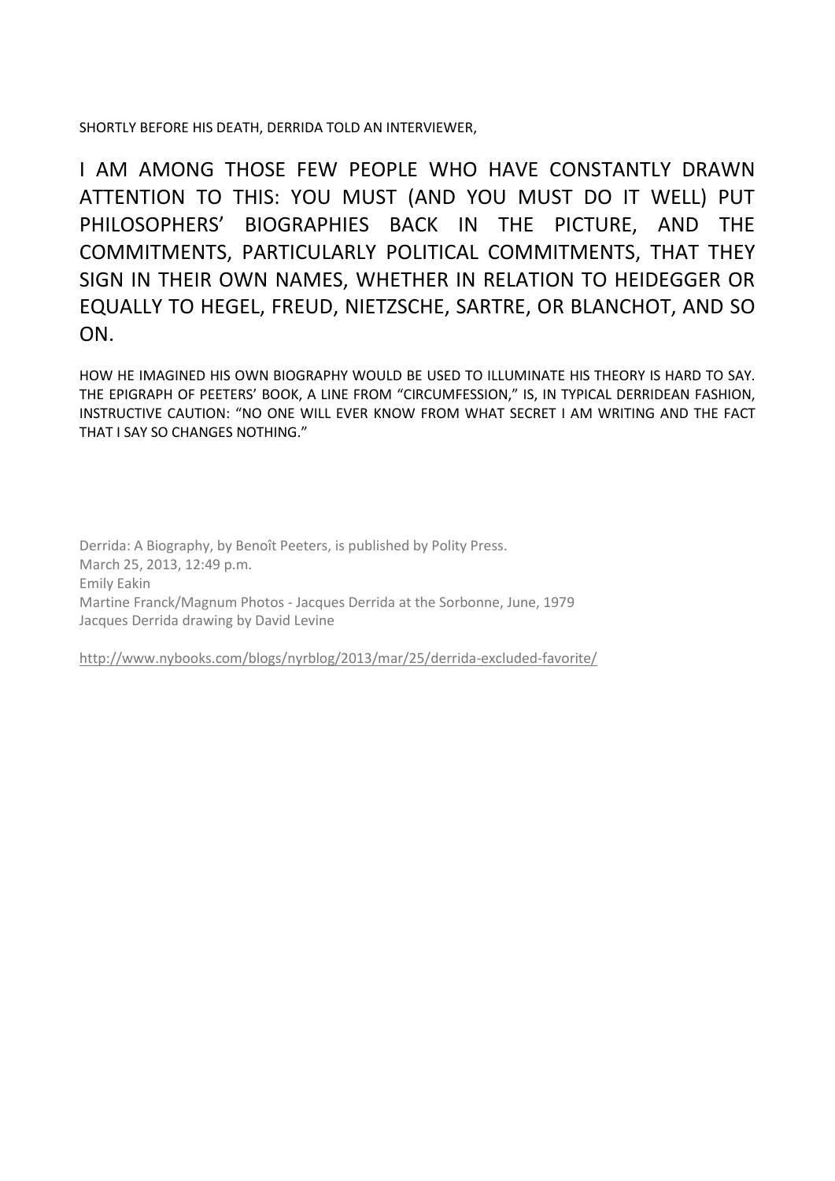SHORTLY BEFORE HIS DEATH, DERRIDA TOLD AN INTERVIEWER,

I AM AMONG THOSE FEW PEOPLE WHO HAVE CONSTANTLY DRAWN ATTENTION TO THIS: YOU MUST (AND YOU MUST DO IT WELL) PUT PHILOSOPHERS' BIOGRAPHIES BACK IN THE PICTURE, AND THE COMMITMENTS, PARTICULARLY POLITICAL COMMITMENTS, THAT THEY SIGN IN THEIR OWN NAMES, WHETHER IN RELATION TO HEIDEGGER OR EQUALLY TO HEGEL, FREUD, NIETZSCHE, SARTRE, OR BLANCHOT, AND SO ON.

HOW HE IMAGINED HIS OWN BIOGRAPHY WOULD BE USED TO ILLUMINATE HIS THEORY IS HARD TO SAY. THE EPIGRAPH OF PEETERS' BOOK, A LINE FROM "CIRCUMFESSION," IS, IN TYPICAL DERRIDEAN FASHION, INSTRUCTIVE CAUTION: "NO ONE WILL EVER KNOW FROM WHAT SECRET I AM WRITING AND THE FACT THAT I SAY SO CHANGES NOTHING."

Derrida: A Biography, by Benoît Peeters, is published by Polity Press.
March 25, 2013, 12:49 p.m.
Emily Eakin
Martine Franck/Magnum Photos - Jacques Derrida at the Sorbonne, June, 1979
Jacques Derrida drawing by David Levine

http://www.nybooks.com/blogs/nyrblog/2013/mar/25/derrida-excluded-favorite/